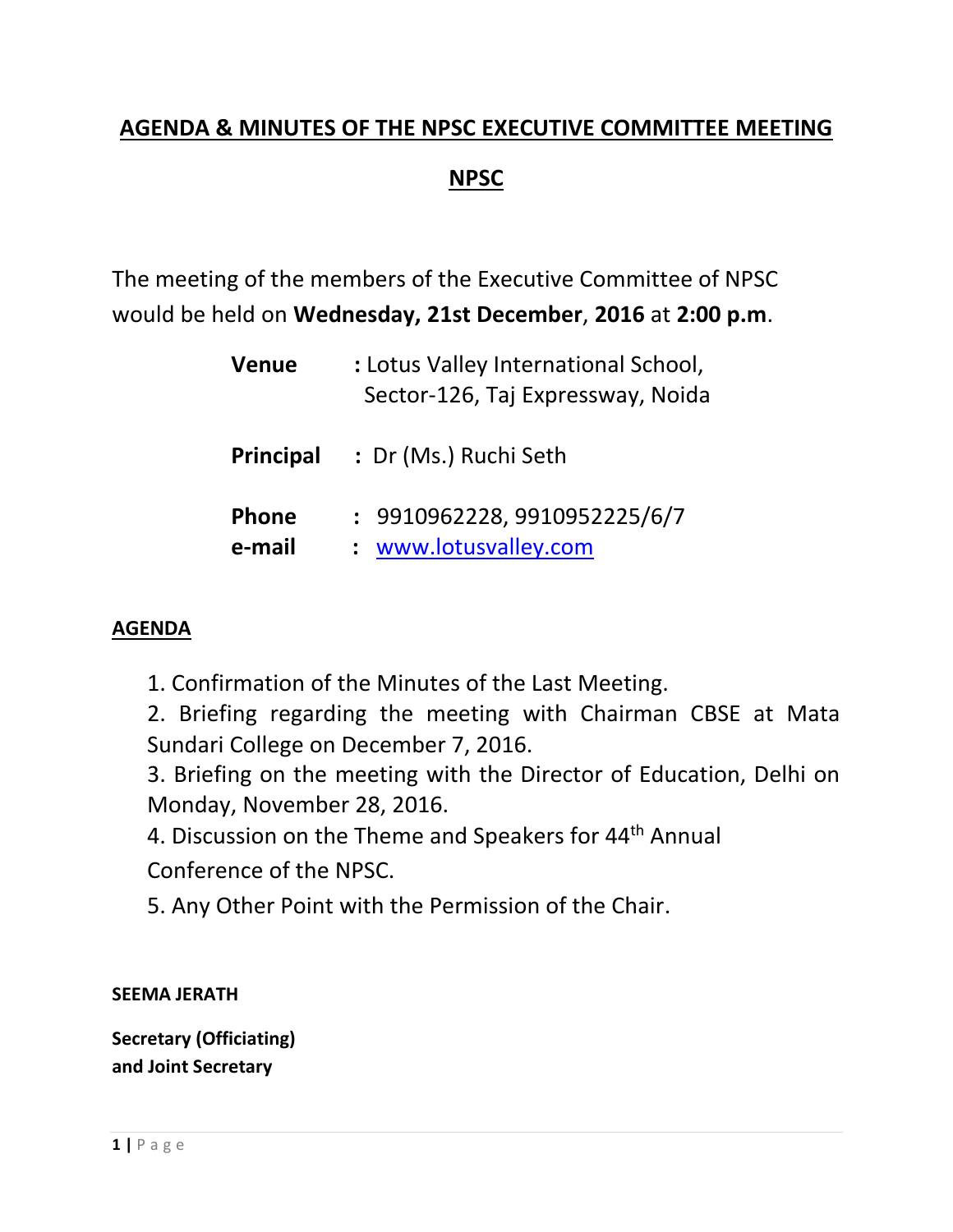# AGENDA & MINUTES OF THE NPSC EXECUTIVE COMMITTEE MEETING

## NPSC

The meeting of the members of the Executive Committee of NPSC would be held on **Wednesday, 21st December**, **2016** at **2:00 p.m**.

| | |
|---|---|
| **Venue** | : Lotus Valley International School, Sector-126, Taj Expressway, Noida |
| **Principal** | : Dr (Ms.) Ruchi Seth |
| **Phone** | : 9910962228, 9910952225/6/7 |
| **e-mail** | : www.lotusvalley.com |

## AGENDA

1. Confirmation of the Minutes of the Last Meeting.
2. Briefing regarding the meeting with Chairman CBSE at Mata Sundari College on December 7, 2016.
3. Briefing on the meeting with the Director of Education, Delhi on Monday, November 28, 2016.
4. Discussion on the Theme and Speakers for 44th Annual Conference of the NPSC.
5. Any Other Point with the Permission of the Chair.

**SEEMA JERATH**

**Secretary (Officiating)**
**and Joint Secretary**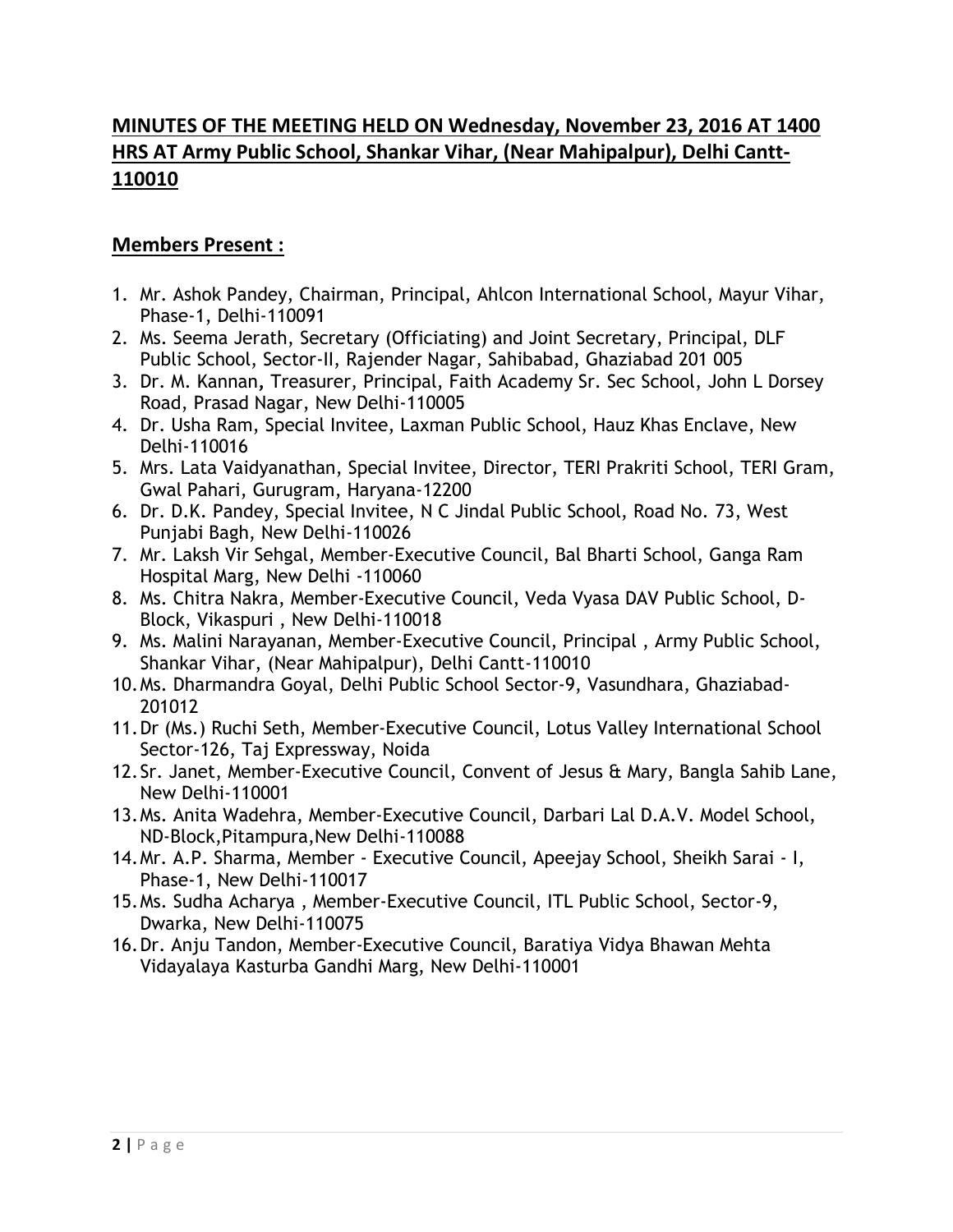## MINUTES OF THE MEETING HELD ON Wednesday, November 23, 2016 AT 1400 HRS AT Army Public School, Shankar Vihar, (Near Mahipalpur), Delhi Cantt-110010

## Members Present :

1. Mr. Ashok Pandey, Chairman, Principal, Ahlcon International School, Mayur Vihar, Phase-1, Delhi-110091
2. Ms. Seema Jerath, Secretary (Officiating) and Joint Secretary, Principal, DLF Public School, Sector-II, Rajender Nagar, Sahibabad, Ghaziabad 201 005
3. Dr. M. Kannan, Treasurer, Principal, Faith Academy Sr. Sec School, John L Dorsey Road, Prasad Nagar, New Delhi-110005
4. Dr. Usha Ram, Special Invitee, Laxman Public School, Hauz Khas Enclave, New Delhi-110016
5. Mrs. Lata Vaidyanathan, Special Invitee, Director, TERI Prakriti School, TERI Gram, Gwal Pahari, Gurugram, Haryana-12200
6. Dr. D.K. Pandey, Special Invitee, N C Jindal Public School, Road No. 73, West Punjabi Bagh, New Delhi-110026
7. Mr. Laksh Vir Sehgal, Member-Executive Council, Bal Bharti School, Ganga Ram Hospital Marg, New Delhi -110060
8. Ms. Chitra Nakra, Member-Executive Council, Veda Vyasa DAV Public School, D-Block, Vikaspuri , New Delhi-110018
9. Ms. Malini Narayanan, Member-Executive Council, Principal , Army Public School, Shankar Vihar, (Near Mahipalpur), Delhi Cantt-110010
10. Ms. Dharmandra Goyal, Delhi Public School Sector-9, Vasundhara, Ghaziabad-201012
11. Dr (Ms.) Ruchi Seth, Member-Executive Council, Lotus Valley International School Sector-126, Taj Expressway, Noida
12. Sr. Janet, Member-Executive Council, Convent of Jesus & Mary, Bangla Sahib Lane, New Delhi-110001
13. Ms. Anita Wadehra, Member-Executive Council, Darbari Lal D.A.V. Model School, ND-Block,Pitampura,New Delhi-110088
14. Mr. A.P. Sharma, Member - Executive Council, Apeejay School, Sheikh Sarai - I, Phase-1, New Delhi-110017
15. Ms. Sudha Acharya , Member-Executive Council, ITL Public School, Sector-9, Dwarka, New Delhi-110075
16. Dr. Anju Tandon, Member-Executive Council, Baratiya Vidya Bhawan Mehta Vidayalaya Kasturba Gandhi Marg, New Delhi-110001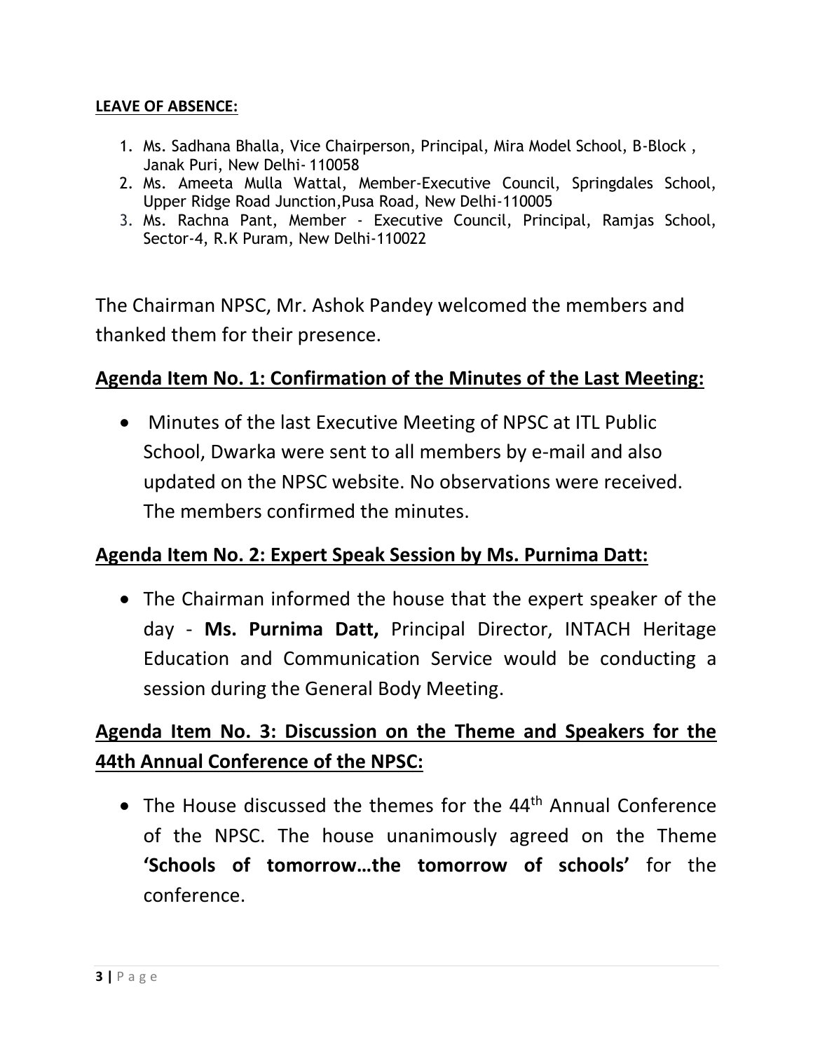**LEAVE OF ABSENCE:**

1. Ms. Sadhana Bhalla, Vice Chairperson, Principal, Mira Model School, B-Block , Janak Puri, New Delhi- 110058
2. Ms. Ameeta Mulla Wattal, Member-Executive Council, Springdales School, Upper Ridge Road Junction,Pusa Road, New Delhi-110005
3. Ms. Rachna Pant, Member - Executive Council, Principal, Ramjas School, Sector-4, R.K Puram, New Delhi-110022

The Chairman NPSC, Mr. Ashok Pandey welcomed the members and thanked them for their presence.

## Agenda Item No. 1: Confirmation of the Minutes of the Last Meeting:

- Minutes of the last Executive Meeting of NPSC at ITL Public School, Dwarka were sent to all members by e-mail and also updated on the NPSC website. No observations were received. The members confirmed the minutes.

## Agenda Item No. 2: Expert Speak Session by Ms. Purnima Datt:

- The Chairman informed the house that the expert speaker of the day - **Ms. Purnima Datt,** Principal Director, INTACH Heritage Education and Communication Service would be conducting a session during the General Body Meeting.

## Agenda Item No. 3: Discussion on the Theme and Speakers for the 44th Annual Conference of the NPSC:

- The House discussed the themes for the 44th Annual Conference of the NPSC. The house unanimously agreed on the Theme **'Schools of tomorrow…the tomorrow of schools'** for the conference.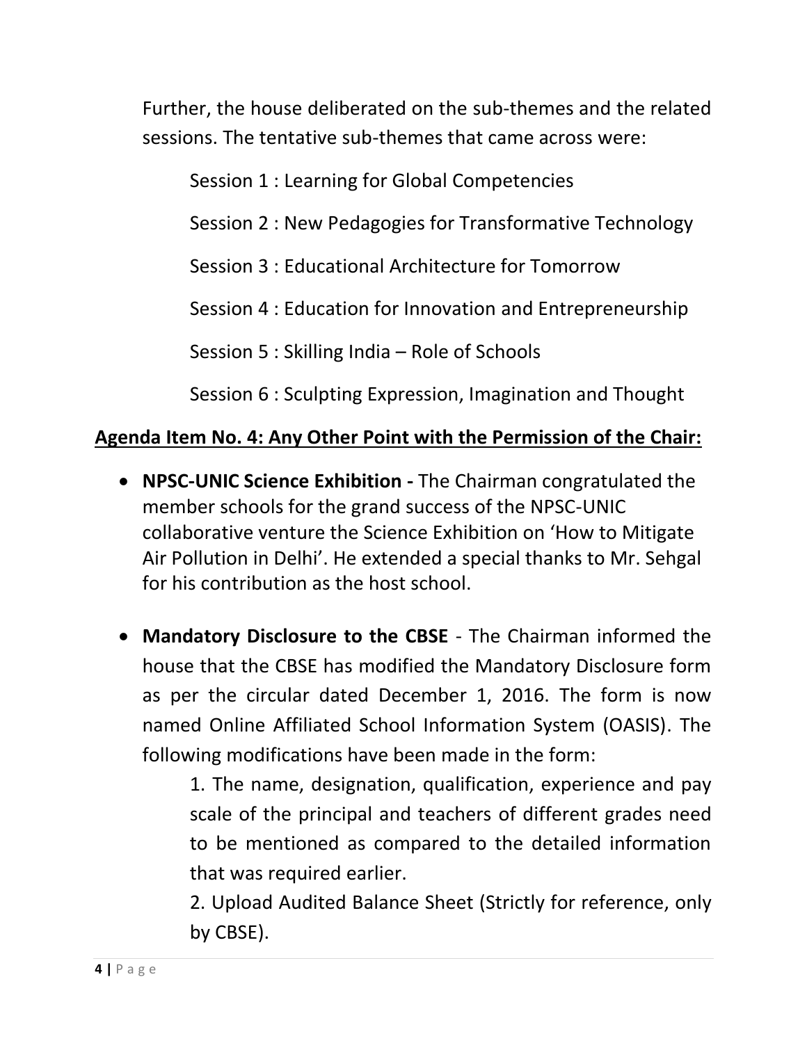Further, the house deliberated on the sub-themes and the related sessions. The tentative sub-themes that came across were:

Session 1 : Learning for Global Competencies

Session 2 : New Pedagogies for Transformative Technology

Session 3 : Educational Architecture for Tomorrow

Session 4 : Education for Innovation and Entrepreneurship

Session 5 : Skilling India – Role of Schools

Session 6 : Sculpting Expression, Imagination and Thought

**<u>Agenda Item No. 4: Any Other Point with the Permission of the Chair:</u>**

- **NPSC-UNIC Science Exhibition -** The Chairman congratulated the member schools for the grand success of the NPSC-UNIC collaborative venture the Science Exhibition on 'How to Mitigate Air Pollution in Delhi'. He extended a special thanks to Mr. Sehgal for his contribution as the host school.

- **Mandatory Disclosure to the CBSE** - The Chairman informed the house that the CBSE has modified the Mandatory Disclosure form as per the circular dated December 1, 2016. The form is now named Online Affiliated School Information System (OASIS). The following modifications have been made in the form:

  1. The name, designation, qualification, experience and pay scale of the principal and teachers of different grades need to be mentioned as compared to the detailed information that was required earlier.
  2. Upload Audited Balance Sheet (Strictly for reference, only by CBSE).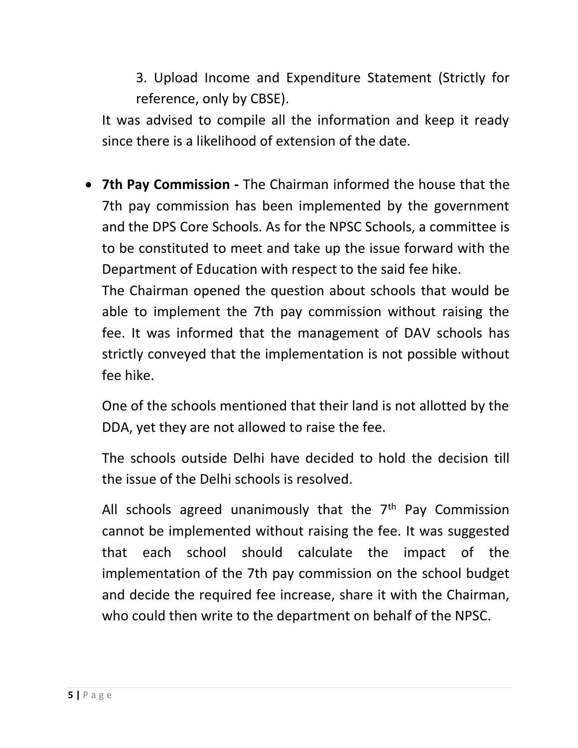3. Upload Income and Expenditure Statement (Strictly for reference, only by CBSE).

It was advised to compile all the information and keep it ready since there is a likelihood of extension of the date.

- **7th Pay Commission -** The Chairman informed the house that the 7th pay commission has been implemented by the government and the DPS Core Schools. As for the NPSC Schools, a committee is to be constituted to meet and take up the issue forward with the Department of Education with respect to the said fee hike.

  The Chairman opened the question about schools that would be able to implement the 7th pay commission without raising the fee. It was informed that the management of DAV schools has strictly conveyed that the implementation is not possible without fee hike.

  One of the schools mentioned that their land is not allotted by the DDA, yet they are not allowed to raise the fee.

  The schools outside Delhi have decided to hold the decision till the issue of the Delhi schools is resolved.

  All schools agreed unanimously that the 7th Pay Commission cannot be implemented without raising the fee. It was suggested that each school should calculate the impact of the implementation of the 7th pay commission on the school budget and decide the required fee increase, share it with the Chairman, who could then write to the department on behalf of the NPSC.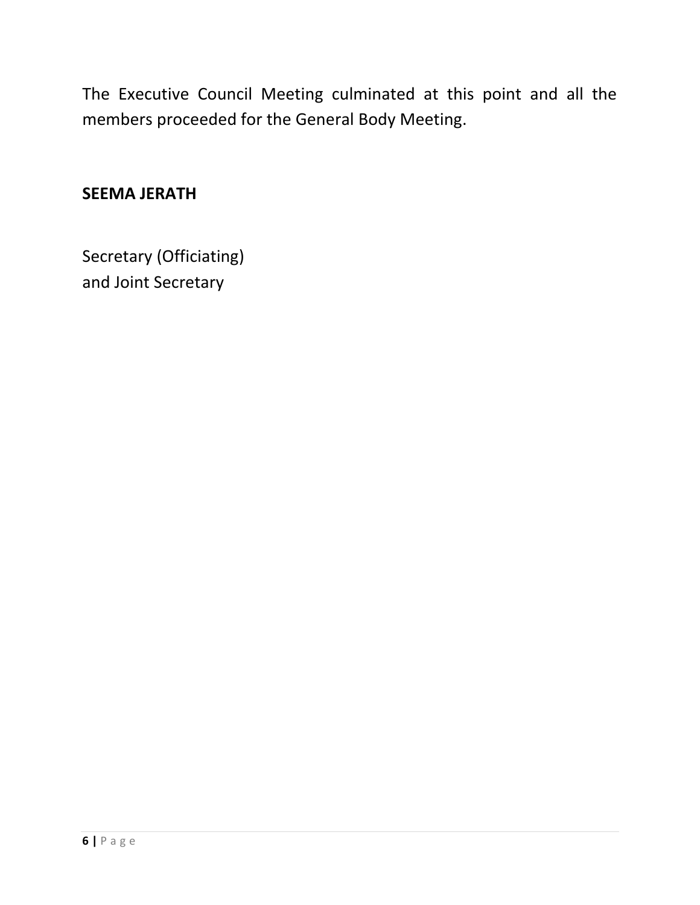The Executive Council Meeting culminated at this point and all the members proceeded for the General Body Meeting.

**SEEMA JERATH**

Secretary (Officiating)
and Joint Secretary